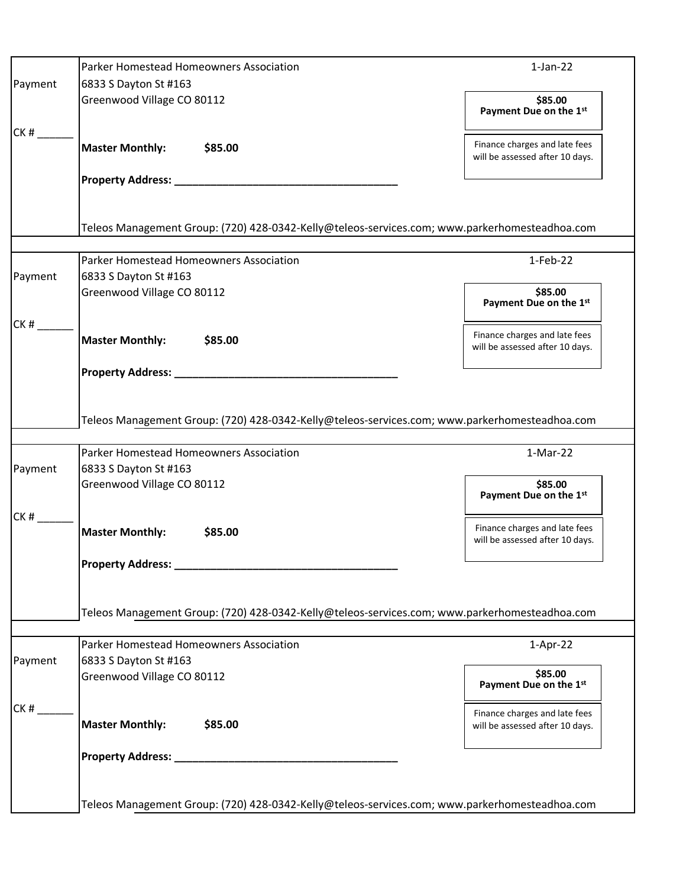Payment

CK # ______

Parker Homestead Homeowners Association
6833 S Dayton St #163
Greenwood Village CO 80112

1-Jan-22

**$85.00**
**Payment Due on the 1st**

Finance charges and late fees will be assessed after 10 days.

**Master Monthly:** **$85.00**

**Property Address: ____________________________________**

Teleos Management Group: (720) 428-0342-Kelly@teleos-services.com; www.parkerhomesteadhoa.com

---

Payment

CK # ______

Parker Homestead Homeowners Association
6833 S Dayton St #163
Greenwood Village CO 80112

1-Feb-22

**$85.00**
**Payment Due on the 1st**

Finance charges and late fees will be assessed after 10 days.

**Master Monthly:** **$85.00**

**Property Address: ____________________________________**

Teleos Management Group: (720) 428-0342-Kelly@teleos-services.com; www.parkerhomesteadhoa.com

---

Payment

CK # ______

Parker Homestead Homeowners Association
6833 S Dayton St #163
Greenwood Village CO 80112

1-Mar-22

**$85.00**
**Payment Due on the 1st**

Finance charges and late fees will be assessed after 10 days.

**Master Monthly:** **$85.00**

**Property Address: ____________________________________**

Teleos Management Group: (720) 428-0342-Kelly@teleos-services.com; www.parkerhomesteadhoa.com

---

Payment

CK # ______

Parker Homestead Homeowners Association
6833 S Dayton St #163
Greenwood Village CO 80112

1-Apr-22

**$85.00**
**Payment Due on the 1st**

Finance charges and late fees will be assessed after 10 days.

**Master Monthly:** **$85.00**

**Property Address: ____________________________________**

Teleos Management Group: (720) 428-0342-Kelly@teleos-services.com; www.parkerhomesteadhoa.com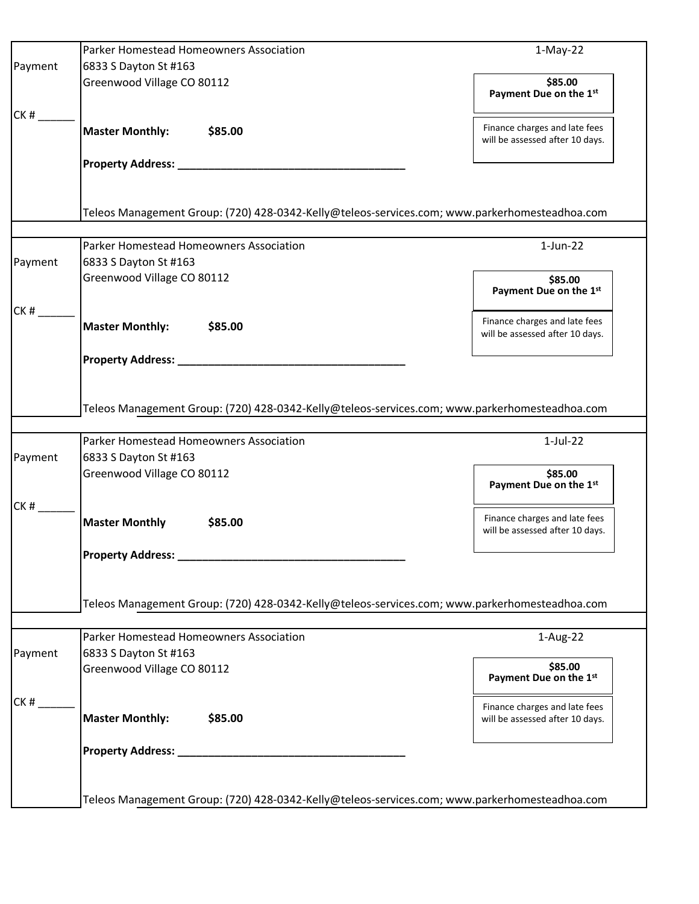Payment

CK # ______

Parker Homestead Homeowners Association
6833 S Dayton St #163
Greenwood Village CO 80112

1-May-22

**$85.00**
**Payment Due on the 1st**

Finance charges and late fees will be assessed after 10 days.

**Master Monthly:** **$85.00**

**Property Address: ____________________________________**

Teleos Management Group: (720) 428-0342-Kelly@teleos-services.com; www.parkerhomesteadhoa.com

---

Payment

CK # ______

Parker Homestead Homeowners Association
6833 S Dayton St #163
Greenwood Village CO 80112

1-Jun-22

**$85.00**
**Payment Due on the 1st**

Finance charges and late fees will be assessed after 10 days.

**Master Monthly:** **$85.00**

**Property Address: ____________________________________**

Teleos Management Group: (720) 428-0342-Kelly@teleos-services.com; www.parkerhomesteadhoa.com

---

Payment

CK # ______

Parker Homestead Homeowners Association
6833 S Dayton St #163
Greenwood Village CO 80112

1-Jul-22

**$85.00**
**Payment Due on the 1st**

Finance charges and late fees will be assessed after 10 days.

**Master Monthly** **$85.00**

**Property Address: ____________________________________**

Teleos Management Group: (720) 428-0342-Kelly@teleos-services.com; www.parkerhomesteadhoa.com

---

Payment

CK # ______

Parker Homestead Homeowners Association
6833 S Dayton St #163
Greenwood Village CO 80112

1-Aug-22

**$85.00**
**Payment Due on the 1st**

Finance charges and late fees will be assessed after 10 days.

**Master Monthly:** **$85.00**

**Property Address: ____________________________________**

Teleos Management Group: (720) 428-0342-Kelly@teleos-services.com; www.parkerhomesteadhoa.com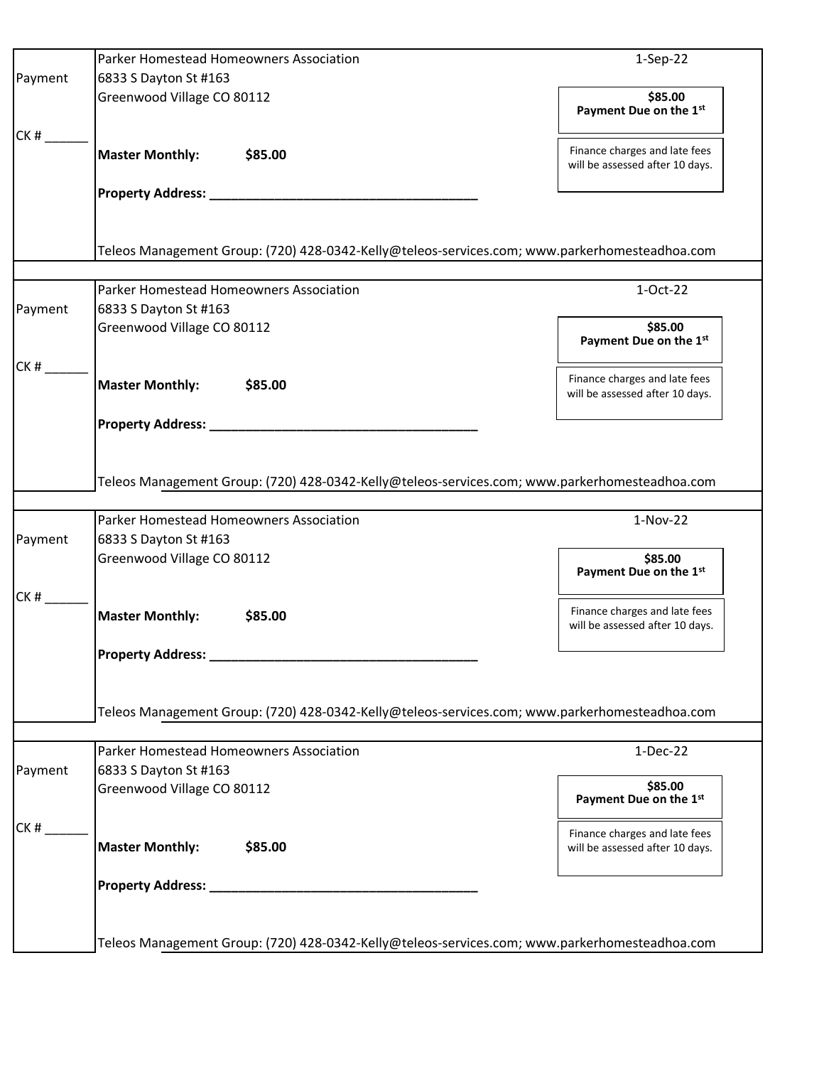Payment

CK # ______

Parker Homestead Homeowners Association
6833 S Dayton St #163
Greenwood Village CO 80112

1-Sep-22

**$85.00**
**Payment Due on the 1st**

**Master Monthly: $85.00**

Finance charges and late fees will be assessed after 10 days.

**Property Address: ____________________________________**

Teleos Management Group: (720) 428-0342-Kelly@teleos-services.com; www.parkerhomesteadhoa.com

---

Payment

CK # ______

Parker Homestead Homeowners Association
6833 S Dayton St #163
Greenwood Village CO 80112

1-Oct-22

**$85.00**
**Payment Due on the 1st**

**Master Monthly: $85.00**

Finance charges and late fees will be assessed after 10 days.

**Property Address: ____________________________________**

Teleos Management Group: (720) 428-0342-Kelly@teleos-services.com; www.parkerhomesteadhoa.com

---

Payment

CK # ______

Parker Homestead Homeowners Association
6833 S Dayton St #163
Greenwood Village CO 80112

1-Nov-22

**$85.00**
**Payment Due on the 1st**

**Master Monthly: $85.00**

Finance charges and late fees will be assessed after 10 days.

**Property Address: ____________________________________**

Teleos Management Group: (720) 428-0342-Kelly@teleos-services.com; www.parkerhomesteadhoa.com

---

Payment

CK # ______

Parker Homestead Homeowners Association
6833 S Dayton St #163
Greenwood Village CO 80112

1-Dec-22

**$85.00**
**Payment Due on the 1st**

**Master Monthly: $85.00**

Finance charges and late fees will be assessed after 10 days.

**Property Address: ____________________________________**

Teleos Management Group: (720) 428-0342-Kelly@teleos-services.com; www.parkerhomesteadhoa.com